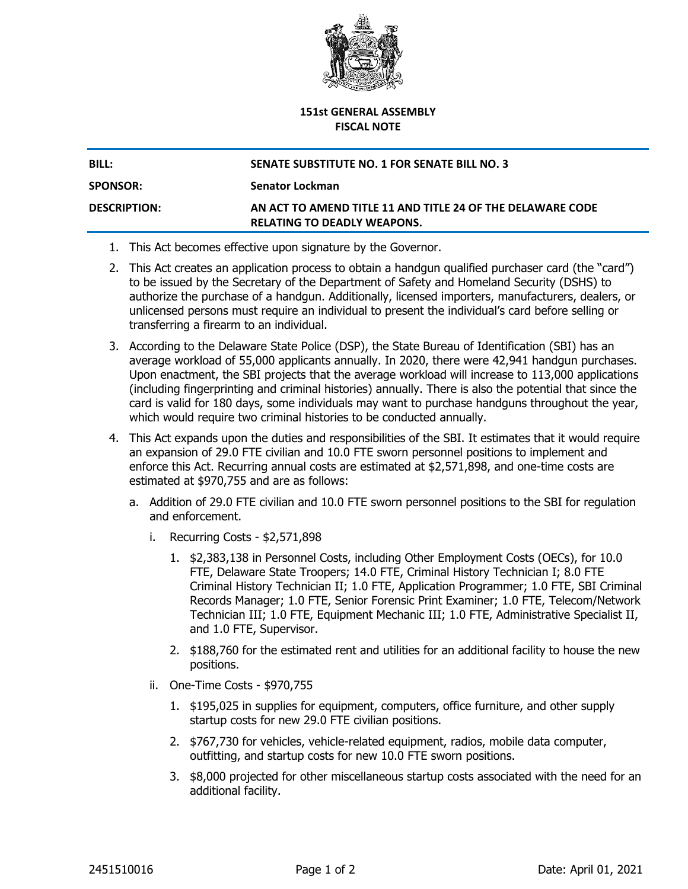**151st GENERAL ASSEMBLY**
**FISCAL NOTE**

| | |
|---|---|
| **BILL:** | **SENATE SUBSTITUTE NO. 1 FOR SENATE BILL NO. 3** |
| **SPONSOR:** | **Senator Lockman** |
| **DESCRIPTION:** | **AN ACT TO AMEND TITLE 11 AND TITLE 24 OF THE DELAWARE CODE RELATING TO DEADLY WEAPONS.** |

1. This Act becomes effective upon signature by the Governor.
2. This Act creates an application process to obtain a handgun qualified purchaser card (the "card") to be issued by the Secretary of the Department of Safety and Homeland Security (DSHS) to authorize the purchase of a handgun. Additionally, licensed importers, manufacturers, dealers, or unlicensed persons must require an individual to present the individual's card before selling or transferring a firearm to an individual.
3. According to the Delaware State Police (DSP), the State Bureau of Identification (SBI) has an average workload of 55,000 applicants annually. In 2020, there were 42,941 handgun purchases. Upon enactment, the SBI projects that the average workload will increase to 113,000 applications (including fingerprinting and criminal histories) annually. There is also the potential that since the card is valid for 180 days, some individuals may want to purchase handguns throughout the year, which would require two criminal histories to be conducted annually.
4. This Act expands upon the duties and responsibilities of the SBI. It estimates that it would require an expansion of 29.0 FTE civilian and 10.0 FTE sworn personnel positions to implement and enforce this Act. Recurring annual costs are estimated at $2,571,898, and one-time costs are estimated at $970,755 and are as follows:
   a. Addition of 29.0 FTE civilian and 10.0 FTE sworn personnel positions to the SBI for regulation and enforcement.
      i. Recurring Costs - $2,571,898
         1. $2,383,138 in Personnel Costs, including Other Employment Costs (OECs), for 10.0 FTE, Delaware State Troopers; 14.0 FTE, Criminal History Technician I; 8.0 FTE Criminal History Technician II; 1.0 FTE, Application Programmer; 1.0 FTE, SBI Criminal Records Manager; 1.0 FTE, Senior Forensic Print Examiner; 1.0 FTE, Telecom/Network Technician III; 1.0 FTE, Equipment Mechanic III; 1.0 FTE, Administrative Specialist II, and 1.0 FTE, Supervisor.
         2. $188,760 for the estimated rent and utilities for an additional facility to house the new positions.
      ii. One-Time Costs - $970,755
         1. $195,025 in supplies for equipment, computers, office furniture, and other supply startup costs for new 29.0 FTE civilian positions.
         2. $767,730 for vehicles, vehicle-related equipment, radios, mobile data computer, outfitting, and startup costs for new 10.0 FTE sworn positions.
         3. $8,000 projected for other miscellaneous startup costs associated with the need for an additional facility.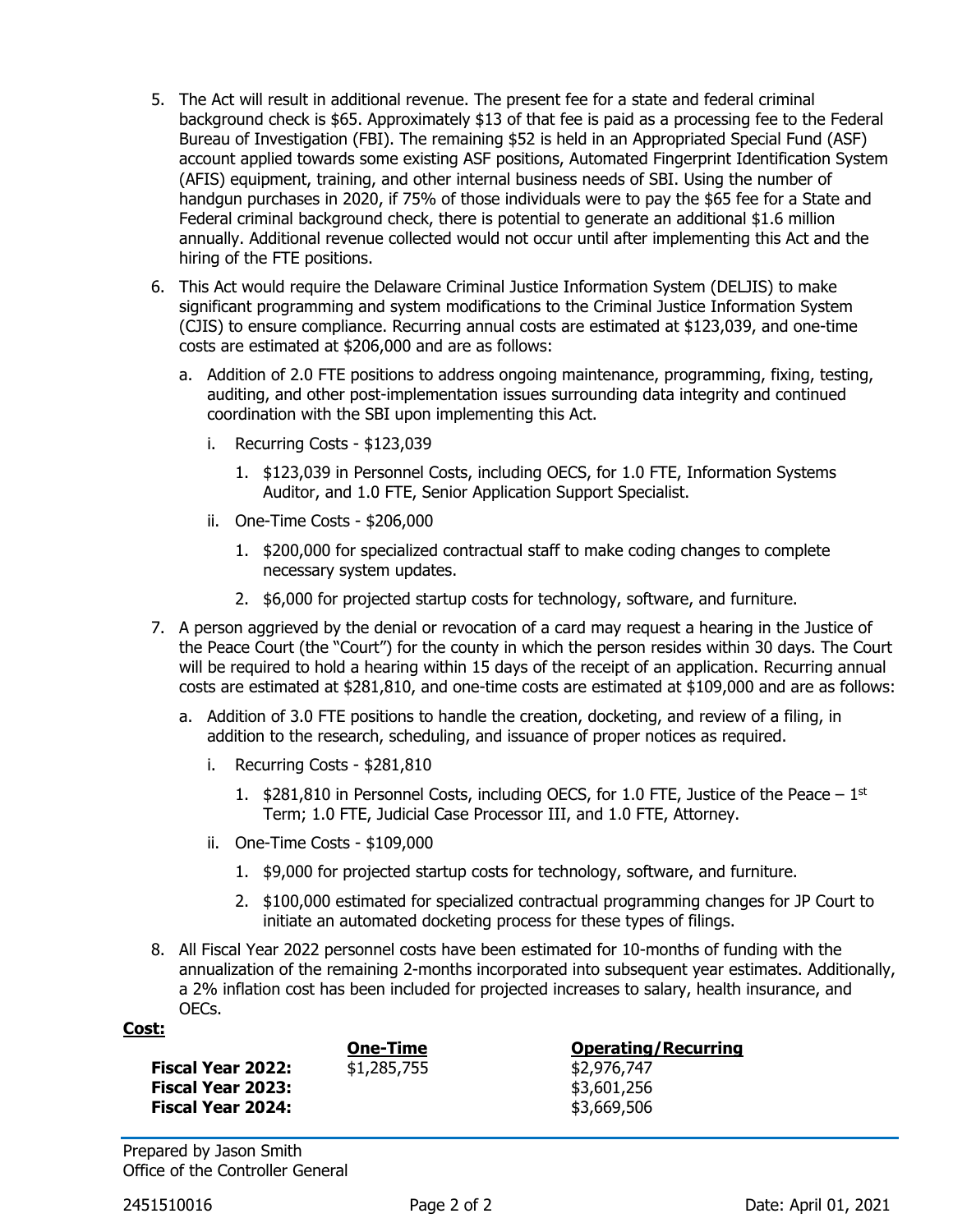5. The Act will result in additional revenue. The present fee for a state and federal criminal background check is $65. Approximately $13 of that fee is paid as a processing fee to the Federal Bureau of Investigation (FBI). The remaining $52 is held in an Appropriated Special Fund (ASF) account applied towards some existing ASF positions, Automated Fingerprint Identification System (AFIS) equipment, training, and other internal business needs of SBI. Using the number of handgun purchases in 2020, if 75% of those individuals were to pay the $65 fee for a State and Federal criminal background check, there is potential to generate an additional $1.6 million annually. Additional revenue collected would not occur until after implementing this Act and the hiring of the FTE positions.

6. This Act would require the Delaware Criminal Justice Information System (DELJIS) to make significant programming and system modifications to the Criminal Justice Information System (CJIS) to ensure compliance. Recurring annual costs are estimated at $123,039, and one-time costs are estimated at $206,000 and are as follows:
   a. Addition of 2.0 FTE positions to address ongoing maintenance, programming, fixing, testing, auditing, and other post-implementation issues surrounding data integrity and continued coordination with the SBI upon implementing this Act.
      i. Recurring Costs - $123,039
         1. $123,039 in Personnel Costs, including OECS, for 1.0 FTE, Information Systems Auditor, and 1.0 FTE, Senior Application Support Specialist.
      ii. One-Time Costs - $206,000
         1. $200,000 for specialized contractual staff to make coding changes to complete necessary system updates.
         2. $6,000 for projected startup costs for technology, software, and furniture.

7. A person aggrieved by the denial or revocation of a card may request a hearing in the Justice of the Peace Court (the "Court") for the county in which the person resides within 30 days. The Court will be required to hold a hearing within 15 days of the receipt of an application. Recurring annual costs are estimated at $281,810, and one-time costs are estimated at $109,000 and are as follows:
   a. Addition of 3.0 FTE positions to handle the creation, docketing, and review of a filing, in addition to the research, scheduling, and issuance of proper notices as required.
      i. Recurring Costs - $281,810
         1. $281,810 in Personnel Costs, including OECS, for 1.0 FTE, Justice of the Peace – 1st Term; 1.0 FTE, Judicial Case Processor III, and 1.0 FTE, Attorney.
      ii. One-Time Costs - $109,000
         1. $9,000 for projected startup costs for technology, software, and furniture.
         2. $100,000 estimated for specialized contractual programming changes for JP Court to initiate an automated docketing process for these types of filings.

8. All Fiscal Year 2022 personnel costs have been estimated for 10-months of funding with the annualization of the remaining 2-months incorporated into subsequent year estimates. Additionally, a 2% inflation cost has been included for projected increases to salary, health insurance, and OECs.

**Cost:**

| | **One-Time** | **Operating/Recurring** |
|---|---|---|
| **Fiscal Year 2022:** | $1,285,755 | $2,976,747 |
| **Fiscal Year 2023:** | | $3,601,256 |
| **Fiscal Year 2024:** | | $3,669,506 |

Prepared by Jason Smith
Office of the Controller General

2451510016

Date: April 01, 2021